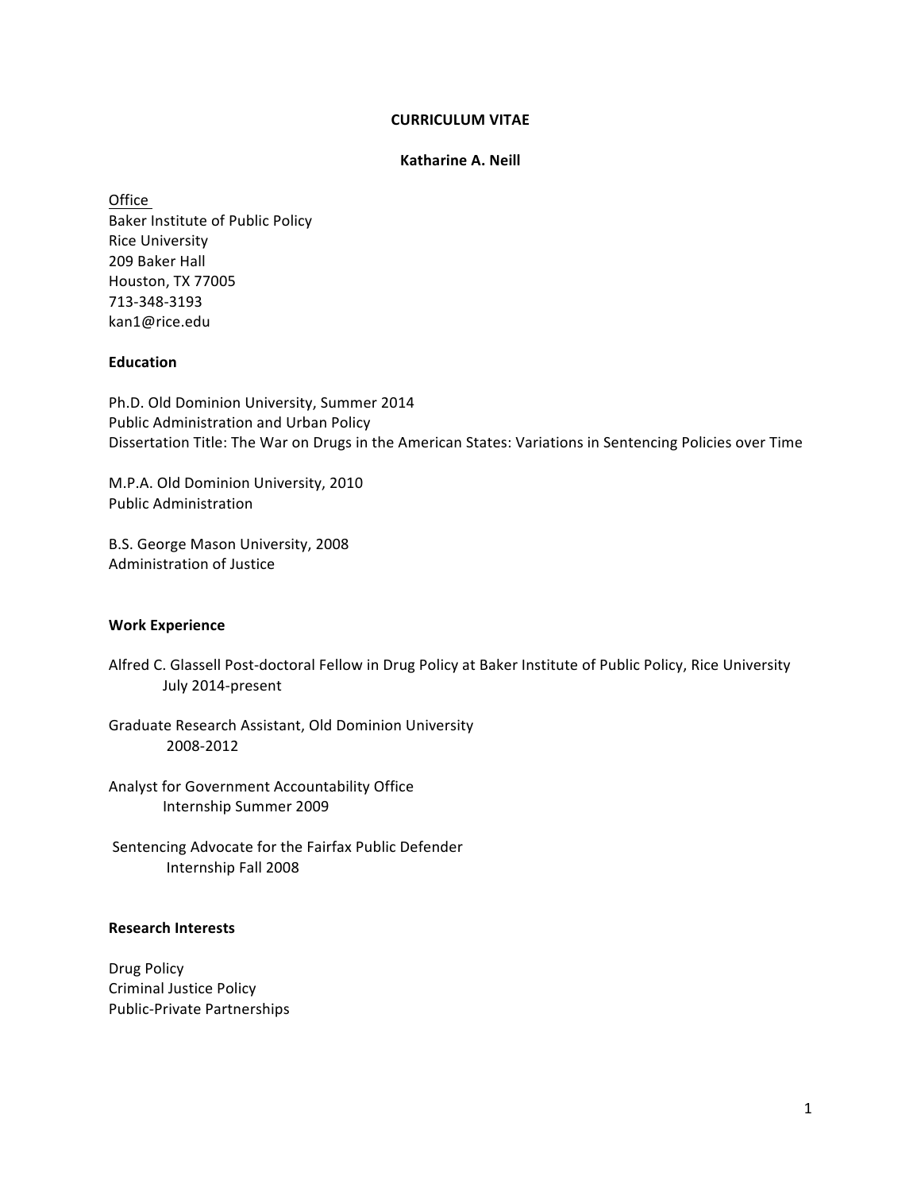# CURRICULUM VITAE

## Katharine A. Neill

Office
Baker Institute of Public Policy
Rice University
209 Baker Hall
Houston, TX 77005
713-348-3193
kan1@rice.edu

### Education

Ph.D. Old Dominion University, Summer 2014
Public Administration and Urban Policy
Dissertation Title: The War on Drugs in the American States: Variations in Sentencing Policies over Time

M.P.A. Old Dominion University, 2010
Public Administration

B.S. George Mason University, 2008
Administration of Justice

### Work Experience

Alfred C. Glassell Post-doctoral Fellow in Drug Policy at Baker Institute of Public Policy, Rice University
July 2014-present

Graduate Research Assistant, Old Dominion University
2008-2012

Analyst for Government Accountability Office
Internship Summer 2009

Sentencing Advocate for the Fairfax Public Defender
Internship Fall 2008

### Research Interests

Drug Policy
Criminal Justice Policy
Public-Private Partnerships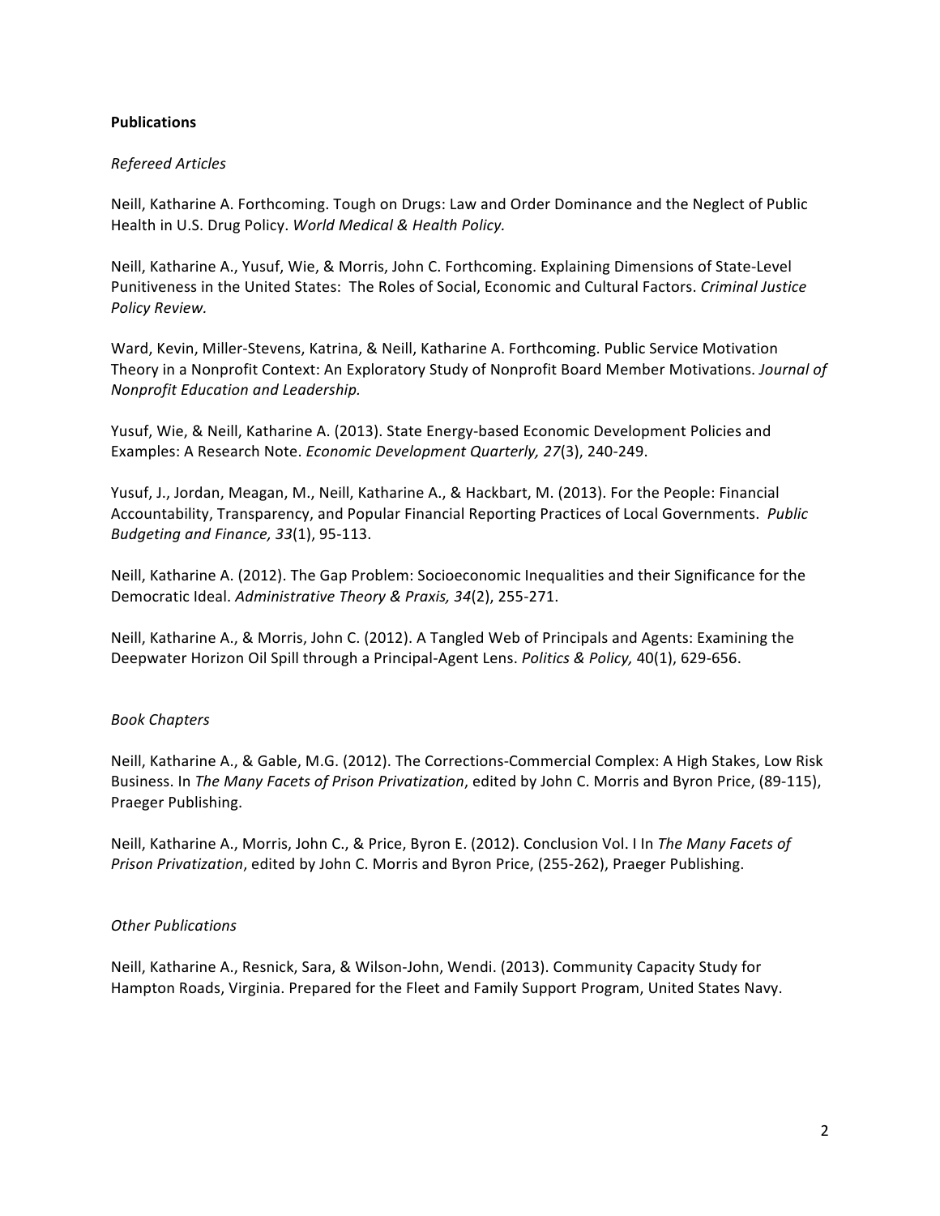**Publications**

*Refereed Articles*

Neill, Katharine A. Forthcoming. Tough on Drugs: Law and Order Dominance and the Neglect of Public Health in U.S. Drug Policy. *World Medical & Health Policy.*

Neill, Katharine A., Yusuf, Wie, & Morris, John C. Forthcoming. Explaining Dimensions of State-Level Punitiveness in the United States: The Roles of Social, Economic and Cultural Factors. *Criminal Justice Policy Review.*

Ward, Kevin, Miller-Stevens, Katrina, & Neill, Katharine A. Forthcoming. Public Service Motivation Theory in a Nonprofit Context: An Exploratory Study of Nonprofit Board Member Motivations. *Journal of Nonprofit Education and Leadership.*

Yusuf, Wie, & Neill, Katharine A. (2013). State Energy-based Economic Development Policies and Examples: A Research Note. *Economic Development Quarterly, 27*(3), 240-249.

Yusuf, J., Jordan, Meagan, M., Neill, Katharine A., & Hackbart, M. (2013). For the People: Financial Accountability, Transparency, and Popular Financial Reporting Practices of Local Governments. *Public Budgeting and Finance, 33*(1), 95-113.

Neill, Katharine A. (2012). The Gap Problem: Socioeconomic Inequalities and their Significance for the Democratic Ideal. *Administrative Theory & Praxis, 34*(2), 255-271.

Neill, Katharine A., & Morris, John C. (2012). A Tangled Web of Principals and Agents: Examining the Deepwater Horizon Oil Spill through a Principal-Agent Lens. *Politics & Policy,* 40(1), 629-656.

*Book Chapters*

Neill, Katharine A., & Gable, M.G. (2012). The Corrections-Commercial Complex: A High Stakes, Low Risk Business. In *The Many Facets of Prison Privatization*, edited by John C. Morris and Byron Price, (89-115), Praeger Publishing.

Neill, Katharine A., Morris, John C., & Price, Byron E. (2012). Conclusion Vol. I In *The Many Facets of Prison Privatization*, edited by John C. Morris and Byron Price, (255-262), Praeger Publishing.

*Other Publications*

Neill, Katharine A., Resnick, Sara, & Wilson-John, Wendi. (2013). Community Capacity Study for Hampton Roads, Virginia. Prepared for the Fleet and Family Support Program, United States Navy.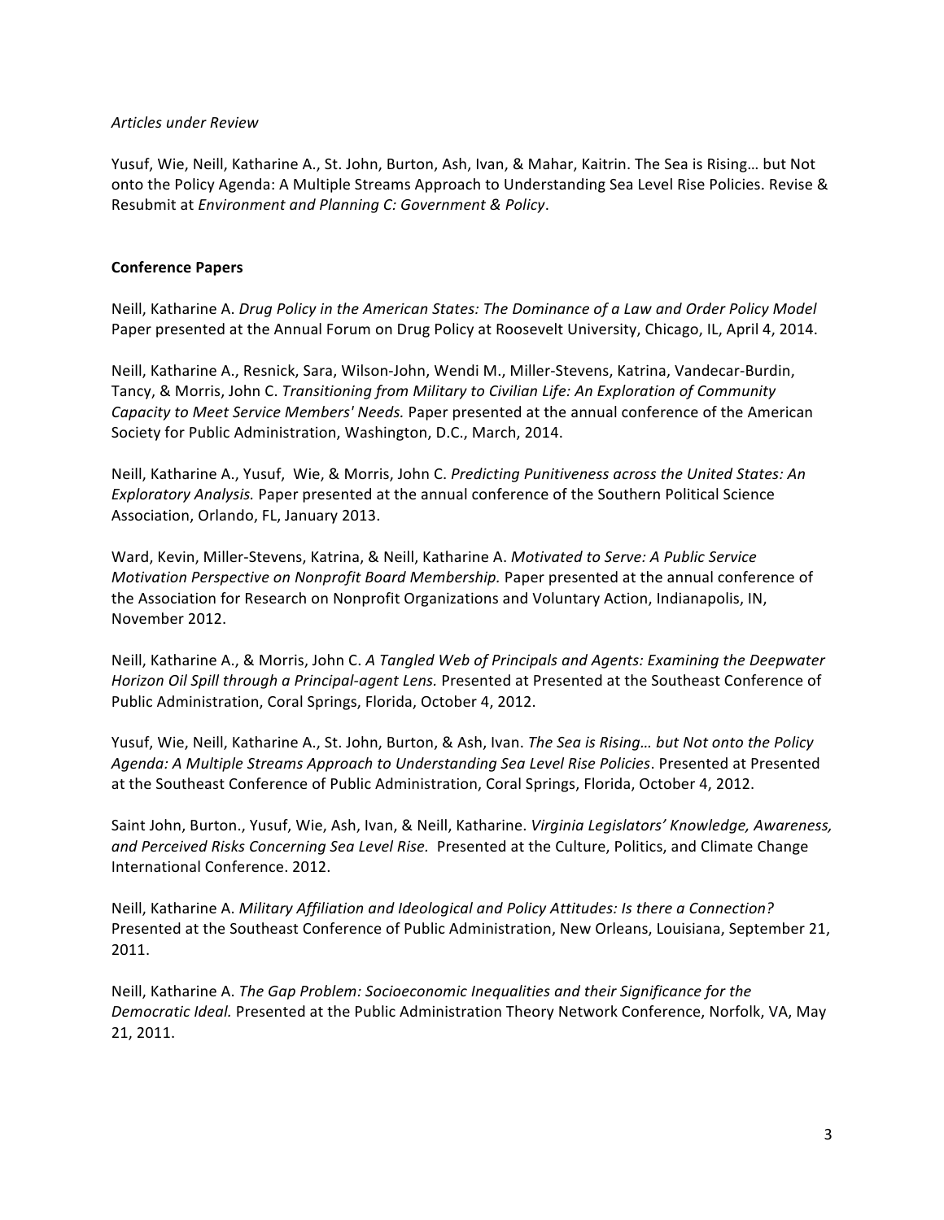*Articles under Review*

Yusuf, Wie, Neill, Katharine A., St. John, Burton, Ash, Ivan, & Mahar, Kaitrin. The Sea is Rising… but Not onto the Policy Agenda: A Multiple Streams Approach to Understanding Sea Level Rise Policies. Revise & Resubmit at *Environment and Planning C: Government & Policy*.

**Conference Papers**

Neill, Katharine A. *Drug Policy in the American States: The Dominance of a Law and Order Policy Model* Paper presented at the Annual Forum on Drug Policy at Roosevelt University, Chicago, IL, April 4, 2014.

Neill, Katharine A., Resnick, Sara, Wilson-John, Wendi M., Miller-Stevens, Katrina, Vandecar-Burdin, Tancy, & Morris, John C. *Transitioning from Military to Civilian Life: An Exploration of Community Capacity to Meet Service Members' Needs.* Paper presented at the annual conference of the American Society for Public Administration, Washington, D.C., March, 2014.

Neill, Katharine A., Yusuf, Wie, & Morris, John C. *Predicting Punitiveness across the United States: An Exploratory Analysis.* Paper presented at the annual conference of the Southern Political Science Association, Orlando, FL, January 2013.

Ward, Kevin, Miller-Stevens, Katrina, & Neill, Katharine A. *Motivated to Serve: A Public Service Motivation Perspective on Nonprofit Board Membership.* Paper presented at the annual conference of the Association for Research on Nonprofit Organizations and Voluntary Action, Indianapolis, IN, November 2012.

Neill, Katharine A., & Morris, John C. *A Tangled Web of Principals and Agents: Examining the Deepwater Horizon Oil Spill through a Principal-agent Lens.* Presented at Presented at the Southeast Conference of Public Administration, Coral Springs, Florida, October 4, 2012.

Yusuf, Wie, Neill, Katharine A., St. John, Burton, & Ash, Ivan. *The Sea is Rising… but Not onto the Policy Agenda: A Multiple Streams Approach to Understanding Sea Level Rise Policies*. Presented at Presented at the Southeast Conference of Public Administration, Coral Springs, Florida, October 4, 2012.

Saint John, Burton., Yusuf, Wie, Ash, Ivan, & Neill, Katharine. *Virginia Legislators' Knowledge, Awareness, and Perceived Risks Concerning Sea Level Rise.* Presented at the Culture, Politics, and Climate Change International Conference. 2012.

Neill, Katharine A. *Military Affiliation and Ideological and Policy Attitudes: Is there a Connection?* Presented at the Southeast Conference of Public Administration, New Orleans, Louisiana, September 21, 2011.

Neill, Katharine A. *The Gap Problem: Socioeconomic Inequalities and their Significance for the Democratic Ideal.* Presented at the Public Administration Theory Network Conference, Norfolk, VA, May 21, 2011.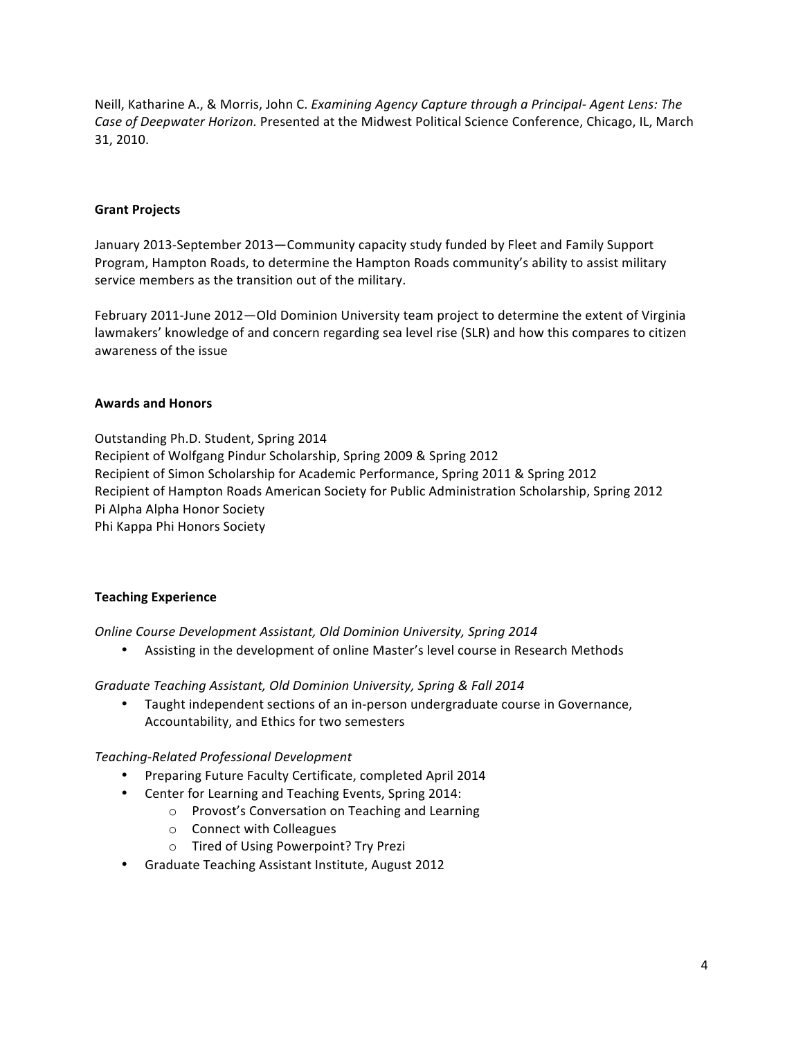Neill, Katharine A., & Morris, John C. *Examining Agency Capture through a Principal- Agent Lens: The Case of Deepwater Horizon.* Presented at the Midwest Political Science Conference, Chicago, IL, March 31, 2010.

**Grant Projects**

January 2013-September 2013—Community capacity study funded by Fleet and Family Support Program, Hampton Roads, to determine the Hampton Roads community's ability to assist military service members as the transition out of the military.

February 2011-June 2012—Old Dominion University team project to determine the extent of Virginia lawmakers' knowledge of and concern regarding sea level rise (SLR) and how this compares to citizen awareness of the issue

**Awards and Honors**

Outstanding Ph.D. Student, Spring 2014
Recipient of Wolfgang Pindur Scholarship, Spring 2009 & Spring 2012
Recipient of Simon Scholarship for Academic Performance, Spring 2011 & Spring 2012
Recipient of Hampton Roads American Society for Public Administration Scholarship, Spring 2012
Pi Alpha Alpha Honor Society
Phi Kappa Phi Honors Society

**Teaching Experience**

*Online Course Development Assistant, Old Dominion University, Spring 2014*

- Assisting in the development of online Master's level course in Research Methods

*Graduate Teaching Assistant, Old Dominion University, Spring & Fall 2014*

- Taught independent sections of an in-person undergraduate course in Governance, Accountability, and Ethics for two semesters

*Teaching-Related Professional Development*

- Preparing Future Faculty Certificate, completed April 2014
- Center for Learning and Teaching Events, Spring 2014:
  - Provost's Conversation on Teaching and Learning
  - Connect with Colleagues
  - Tired of Using Powerpoint? Try Prezi
- Graduate Teaching Assistant Institute, August 2012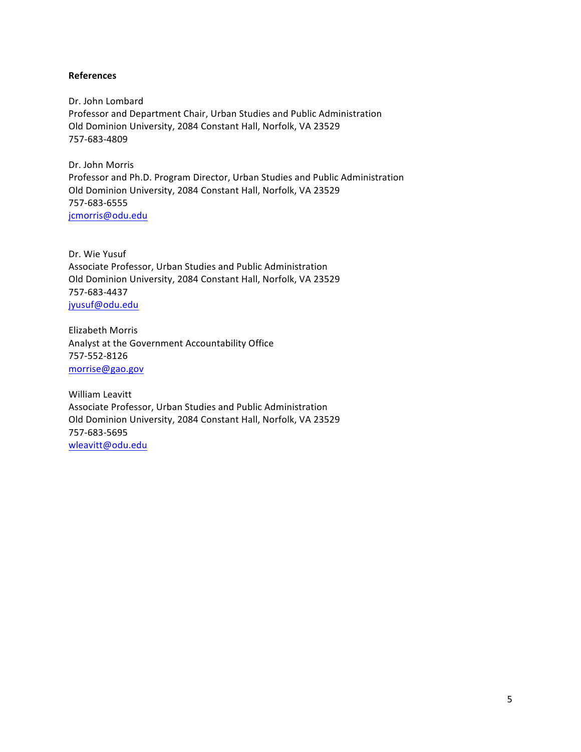**References**

Dr. John Lombard
Professor and Department Chair, Urban Studies and Public Administration
Old Dominion University, 2084 Constant Hall, Norfolk, VA 23529
757-683-4809

Dr. John Morris
Professor and Ph.D. Program Director, Urban Studies and Public Administration
Old Dominion University, 2084 Constant Hall, Norfolk, VA 23529
757-683-6555
jcmorris@odu.edu

Dr. Wie Yusuf
Associate Professor, Urban Studies and Public Administration
Old Dominion University, 2084 Constant Hall, Norfolk, VA 23529
757-683-4437
jyusuf@odu.edu

Elizabeth Morris
Analyst at the Government Accountability Office
757-552-8126
morrise@gao.gov

William Leavitt
Associate Professor, Urban Studies and Public Administration
Old Dominion University, 2084 Constant Hall, Norfolk, VA 23529
757-683-5695
wleavitt@odu.edu